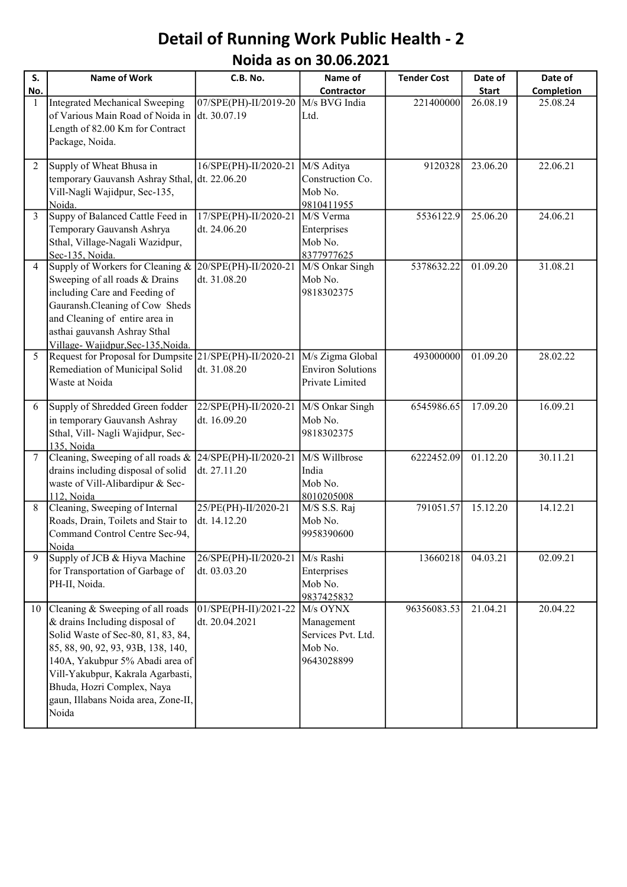# Detail of Running Work Public Health - 2

## Noida as on 30.06.2021

| S. No. | Name of Work | C.B. No. | Name of Contractor | Tender Cost | Date of Start | Date of Completion |
|---|---|---|---|---|---|---|
| 1 | Integrated Mechanical Sweeping of Various Main Road of Noida in Length of 82.00 Km for Contract Package, Noida. | 07/SPE(PH)-II/2019-20 dt. 30.07.19 | M/s BVG India Ltd. | 221400000 | 26.08.19 | 25.08.24 |
| 2 | Supply of Wheat Bhusa in temporary Gauvansh Ashray Sthal, Vill-Nagli Wajidpur, Sec-135, Noida. | 16/SPE(PH)-II/2020-21 dt. 22.06.20 | M/S Aditya Construction Co. Mob No. 9810411955 | 9120328 | 23.06.20 | 22.06.21 |
| 3 | Suppy of Balanced Cattle Feed in Temporary Gauvansh Ashrya Sthal, Village-Nagali Wazidpur, Sec-135, Noida. | 17/SPE(PH)-II/2020-21 dt. 24.06.20 | M/S Verma Enterprises Mob No. 8377977625 | 5536122.9 | 25.06.20 | 24.06.21 |
| 4 | Supply of Workers for Cleaning & Sweeping of all roads & Drains including Care and Feeding of Gauransh.Cleaning of Cow Sheds and Cleaning of entire area in asthai gauvansh Ashray Sthal Village- Wajidpur,Sec-135,Noida. | 20/SPE(PH)-II/2020-21 dt. 31.08.20 | M/S Onkar Singh Mob No. 9818302375 | 5378632.22 | 01.09.20 | 31.08.21 |
| 5 | Request for Proposal for Dumpsite Remediation of Municipal Solid Waste at Noida | 21/SPE(PH)-II/2020-21 dt. 31.08.20 | M/s Zigma Global Environ Solutions Private Limited | 493000000 | 01.09.20 | 28.02.22 |
| 6 | Supply of Shredded Green fodder in temporary Gauvansh Ashray Sthal, Vill- Nagli Wajidpur, Sec-135, Noida | 22/SPE(PH)-II/2020-21 dt. 16.09.20 | M/S Onkar Singh Mob No. 9818302375 | 6545986.65 | 17.09.20 | 16.09.21 |
| 7 | Cleaning, Sweeping of all roads & drains including disposal of solid waste of Vill-Alibardipur & Sec-112, Noida | 24/SPE(PH)-II/2020-21 dt. 27.11.20 | M/S Willbrose India Mob No. 8010205008 | 6222452.09 | 01.12.20 | 30.11.21 |
| 8 | Cleaning, Sweeping of Internal Roads, Drain, Toilets and Stair to Command Control Centre Sec-94, Noida | 25/PE(PH)-II/2020-21 dt. 14.12.20 | M/S S.S. Raj Mob No. 9958390600 | 791051.57 | 15.12.20 | 14.12.21 |
| 9 | Supply of JCB & Hiyva Machine for Transportation of Garbage of PH-II, Noida. | 26/SPE(PH)-II/2020-21 dt. 03.03.20 | M/s Rashi Enterprises Mob No. 9837425832 | 13660218 | 04.03.21 | 02.09.21 |
| 10 | Cleaning & Sweeping of all roads & drains Including disposal of Solid Waste of Sec-80, 81, 83, 84, 85, 88, 90, 92, 93, 93B, 138, 140, 140A, Yakubpur 5% Abadi area of Vill-Yakubpur, Kakrala Agarbasti, Bhuda, Hozri Complex, Naya gaun, Illabans Noida area, Zone-II, Noida | 01/SPE(PH-II)/2021-22 dt. 20.04.2021 | M/s OYNX Management Services Pvt. Ltd. Mob No. 9643028899 | 96356083.53 | 21.04.21 | 20.04.22 |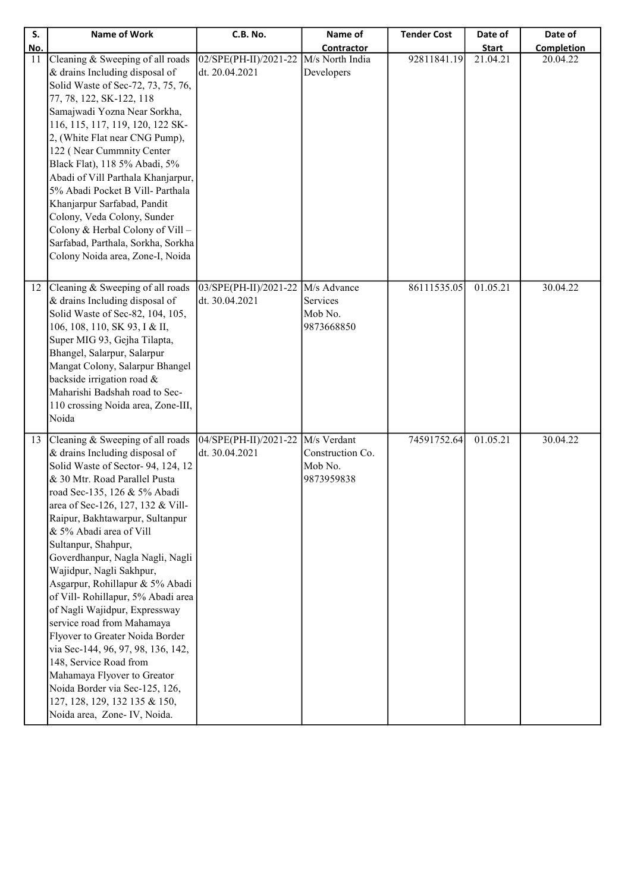| S. No. | Name of Work | C.B. No. | Name of Contractor | Tender Cost | Date of Start | Date of Completion |
|---|---|---|---|---|---|---|
| 11 | Cleaning & Sweeping of all roads & drains Including disposal of Solid Waste of Sec-72, 73, 75, 76, 77, 78, 122, SK-122, 118 Samajwadi Yozna Near Sorkha, 116, 115, 117, 119, 120, 122 SK-2, (White Flat near CNG Pump), 122 ( Near Cummnity Center Black Flat), 118 5% Abadi, 5% Abadi of Vill Parthala Khanjarpur, 5% Abadi Pocket B Vill- Parthala Khanjarpur Sarfabad, Pandit Colony, Veda Colony, Sunder Colony & Herbal Colony of Vill – Sarfabad, Parthala, Sorkha, Sorkha Colony Noida area, Zone-I, Noida | 02/SPE(PH-II)/2021-22 dt. 20.04.2021 | M/s North India Developers | 92811841.19 | 21.04.21 | 20.04.22 |
| 12 | Cleaning & Sweeping of all roads & drains Including disposal of Solid Waste of Sec-82, 104, 105, 106, 108, 110, SK 93, I & II, Super MIG 93, Gejha Tilapta, Bhangel, Salarpur, Salarpur Mangat Colony, Salarpur Bhangel backside irrigation road & Maharishi Badshah road to Sec-110 crossing Noida area, Zone-III, Noida | 03/SPE(PH-II)/2021-22 dt. 30.04.2021 | M/s Advance Services Mob No. 9873668850 | 86111535.05 | 01.05.21 | 30.04.22 |
| 13 | Cleaning & Sweeping of all roads & drains Including disposal of Solid Waste of Sector- 94, 124, 12 & 30 Mtr. Road Parallel Pusta road Sec-135, 126 & 5% Abadi area of Sec-126, 127, 132 & Vill-Raipur, Bakhtawarpur, Sultanpur & 5% Abadi area of Vill Sultanpur, Shahpur, Goverdhanpur, Nagla Nagli, Nagli Wajidpur, Nagli Sakhpur, Asgarpur, Rohillapur & 5% Abadi of Vill- Rohillapur, 5% Abadi area of Nagli Wajidpur, Expressway service road from Mahamaya Flyover to Greater Noida Border via Sec-144, 96, 97, 98, 136, 142, 148, Service Road from Mahamaya Flyover to Greator Noida Border via Sec-125, 126, 127, 128, 129, 132 135 & 150, Noida area, Zone- IV, Noida. | 04/SPE(PH-II)/2021-22 dt. 30.04.2021 | M/s Verdant Construction Co. Mob No. 9873959838 | 74591752.64 | 01.05.21 | 30.04.22 |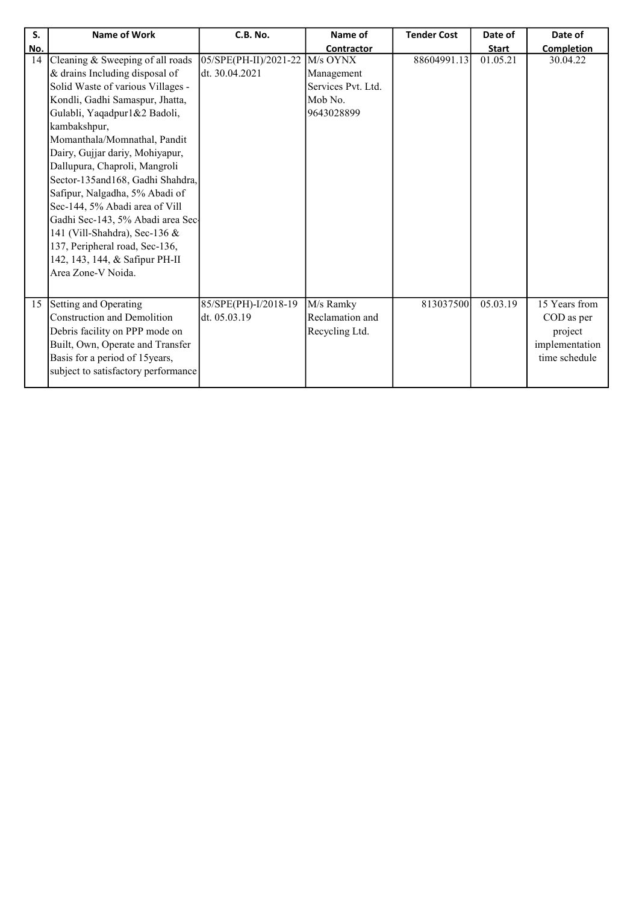| S. No. | Name of Work | C.B. No. | Name of Contractor | Tender Cost | Date of Start | Date of Completion |
|---|---|---|---|---|---|---|
| 14 | Cleaning & Sweeping of all roads & drains Including disposal of Solid Waste of various Villages - Kondli, Gadhi Samaspur, Jhatta, Gulabli, Yaqadpur1&2 Badoli, kambakshpur, Momanthala/Momnathal, Pandit Dairy, Gujjar dariy, Mohiyapur, Dallupura, Chaproli, Mangroli Sector-135and168, Gadhi Shahdra, Safipur, Nalgadha, 5% Abadi of Sec-144, 5% Abadi area of Vill Gadhi Sec-143, 5% Abadi area Sec-141 (Vill-Shahdra), Sec-136 & 137, Peripheral road, Sec-136, 142, 143, 144, & Safipur PH-II Area Zone-V Noida. | 05/SPE(PH-II)/2021-22 dt. 30.04.2021 | M/s OYNX Management Services Pvt. Ltd. Mob No. 9643028899 | 88604991.13 | 01.05.21 | 30.04.22 |
| 15 | Setting and Operating Construction and Demolition Debris facility on PPP mode on Built, Own, Operate and Transfer Basis for a period of 15years, subject to satisfactory performance | 85/SPE(PH)-I/2018-19 dt. 05.03.19 | M/s Ramky Reclamation and Recycling Ltd. | 813037500 | 05.03.19 | 15 Years from COD as per project implementation time schedule |